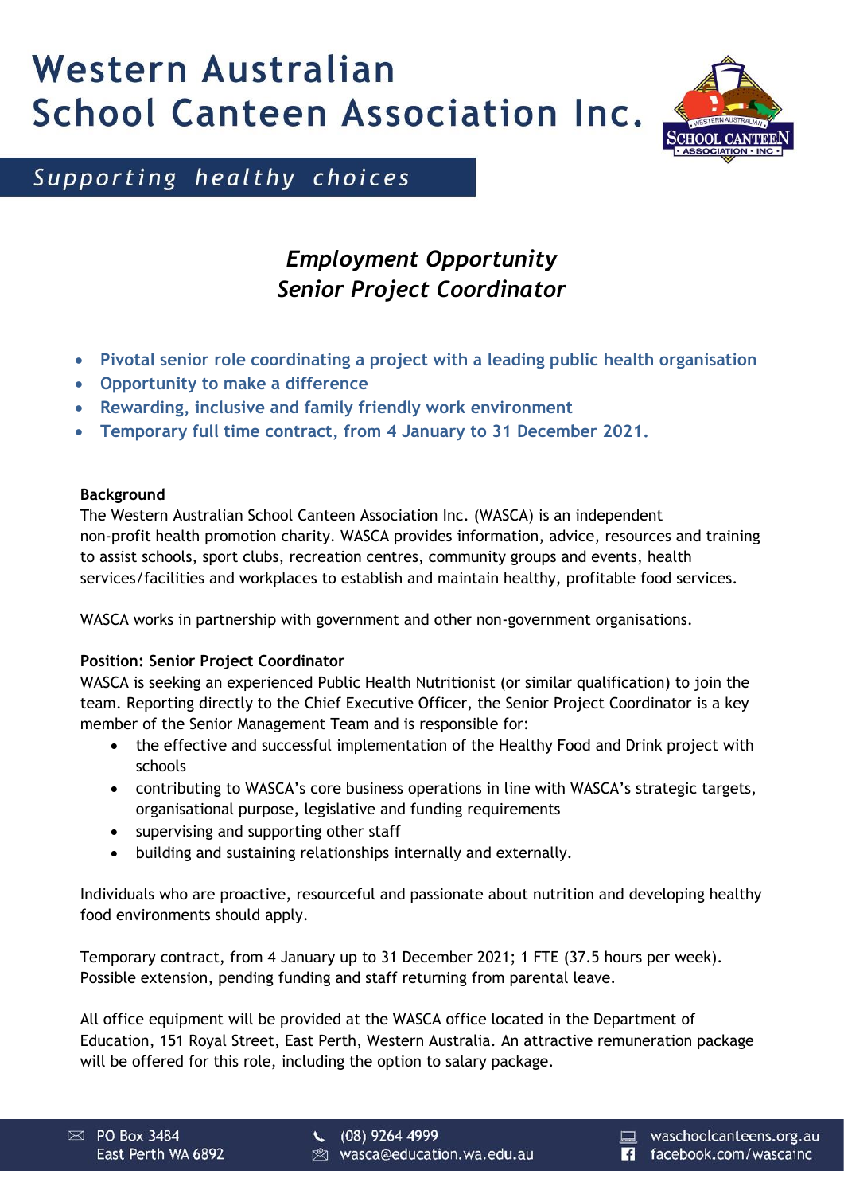# Western Australian School Canteen Association Inc.

*Supporting healthy choices*

## *Employment Opportunity*
## *Senior Project Coordinator*

- **Pivotal senior role coordinating a project with a leading public health organisation**
- **Opportunity to make a difference**
- **Rewarding, inclusive and family friendly work environment**
- **Temporary full time contract, from 4 January to 31 December 2021.**

**Background**

The Western Australian School Canteen Association Inc. (WASCA) is an independent non-profit health promotion charity. WASCA provides information, advice, resources and training to assist schools, sport clubs, recreation centres, community groups and events, health services/facilities and workplaces to establish and maintain healthy, profitable food services.

WASCA works in partnership with government and other non-government organisations.

**Position: Senior Project Coordinator**

WASCA is seeking an experienced Public Health Nutritionist (or similar qualification) to join the team. Reporting directly to the Chief Executive Officer, the Senior Project Coordinator is a key member of the Senior Management Team and is responsible for:

- the effective and successful implementation of the Healthy Food and Drink project with schools
- contributing to WASCA's core business operations in line with WASCA's strategic targets, organisational purpose, legislative and funding requirements
- supervising and supporting other staff
- building and sustaining relationships internally and externally.

Individuals who are proactive, resourceful and passionate about nutrition and developing healthy food environments should apply.

Temporary contract, from 4 January up to 31 December 2021; 1 FTE (37.5 hours per week). Possible extension, pending funding and staff returning from parental leave.

All office equipment will be provided at the WASCA office located in the Department of Education, 151 Royal Street, East Perth, Western Australia. An attractive remuneration package will be offered for this role, including the option to salary package.

PO Box 3484
East Perth WA 6892

(08) 9264 4999
wasca@education.wa.edu.au

waschoolcanteens.org.au
facebook.com/wascainc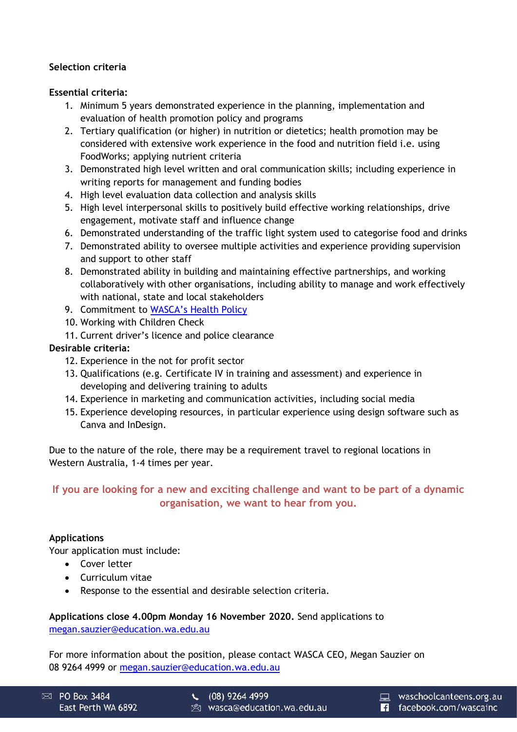**Selection criteria**

**Essential criteria:**

1. Minimum 5 years demonstrated experience in the planning, implementation and evaluation of health promotion policy and programs
2. Tertiary qualification (or higher) in nutrition or dietetics; health promotion may be considered with extensive work experience in the food and nutrition field i.e. using FoodWorks; applying nutrient criteria
3. Demonstrated high level written and oral communication skills; including experience in writing reports for management and funding bodies
4. High level evaluation data collection and analysis skills
5. High level interpersonal skills to positively build effective working relationships, drive engagement, motivate staff and influence change
6. Demonstrated understanding of the traffic light system used to categorise food and drinks
7. Demonstrated ability to oversee multiple activities and experience providing supervision and support to other staff
8. Demonstrated ability in building and maintaining effective partnerships, and working collaboratively with other organisations, including ability to manage and work effectively with national, state and local stakeholders
9. Commitment to WASCA's Health Policy
10. Working with Children Check
11. Current driver's licence and police clearance

**Desirable criteria:**

12. Experience in the not for profit sector
13. Qualifications (e.g. Certificate IV in training and assessment) and experience in developing and delivering training to adults
14. Experience in marketing and communication activities, including social media
15. Experience developing resources, in particular experience using design software such as Canva and InDesign.

Due to the nature of the role, there may be a requirement travel to regional locations in Western Australia, 1-4 times per year.

**If you are looking for a new and exciting challenge and want to be part of a dynamic organisation, we want to hear from you.**

**Applications**

Your application must include:

- Cover letter
- Curriculum vitae
- Response to the essential and desirable selection criteria.

**Applications close 4.00pm Monday 16 November 2020.** Send applications to megan.sauzier@education.wa.edu.au

For more information about the position, please contact WASCA CEO, Megan Sauzier on 08 9264 4999 or megan.sauzier@education.wa.edu.au

PO Box 3484
East Perth WA 6892

(08) 9264 4999
wasca@education.wa.edu.au

waschoolcanteens.org.au
facebook.com/wascainc